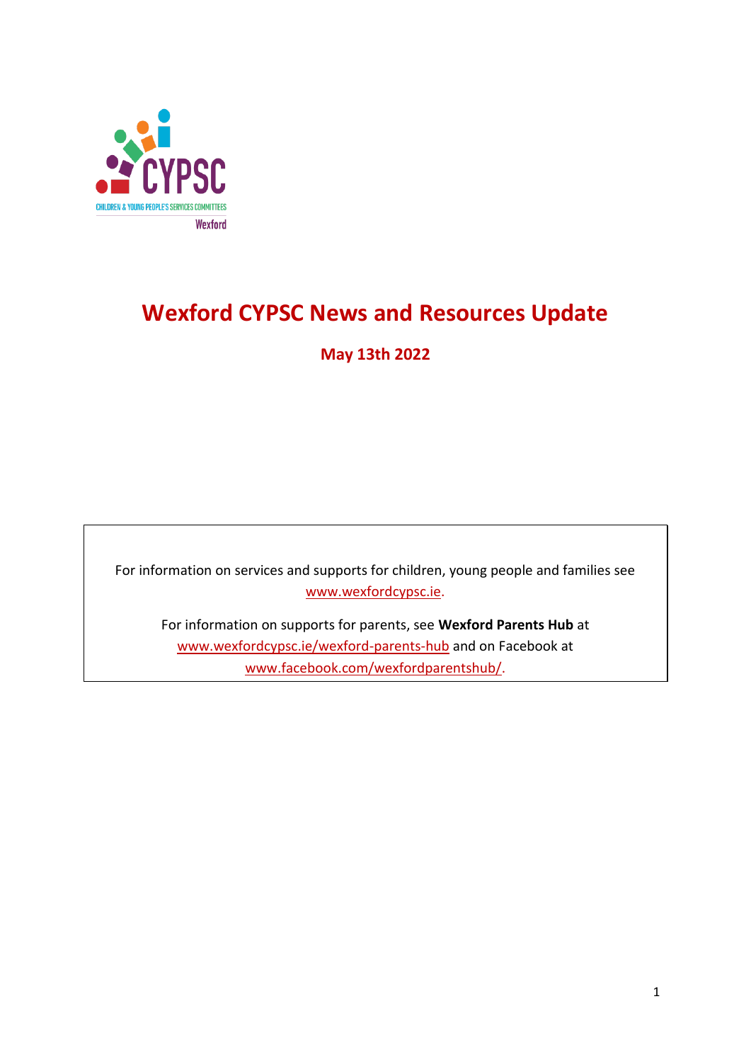# Wexford CYPSC News and Resources Update

**May 13th 2022**

For information on services and supports for children, young people and families see [www.wexfordcypsc.ie](www.wexfordcypsc.ie).

For information on supports for parents, see **Wexford Parents Hub** at [www.wexfordcypsc.ie/wexford-parents-hub](www.wexfordcypsc.ie/wexford-parents-hub) and on Facebook at [www.facebook.com/wexfordparentshub/](www.facebook.com/wexfordparentshub/).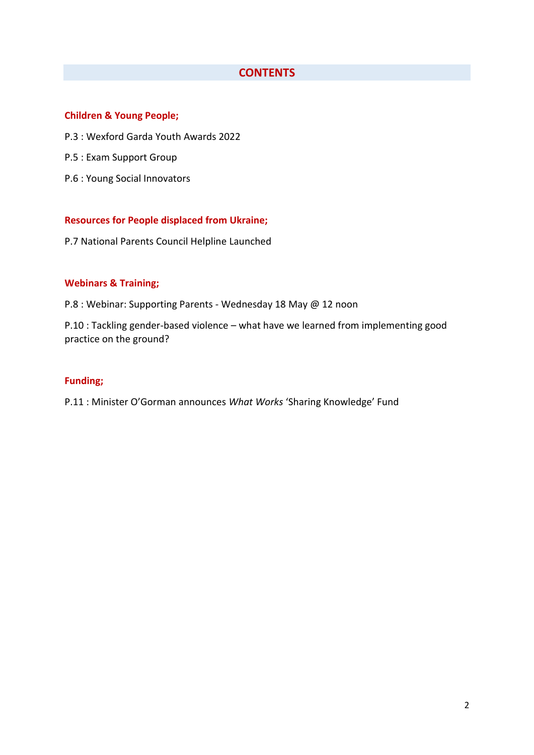# CONTENTS

**Children & Young People;**

P.3 : Wexford Garda Youth Awards 2022

P.5 : Exam Support Group

P.6 : Young Social Innovators

**Resources for People displaced from Ukraine;**

P.7 National Parents Council Helpline Launched

**Webinars & Training;**

P.8 : Webinar: Supporting Parents - Wednesday 18 May @ 12 noon

P.10 : Tackling gender-based violence – what have we learned from implementing good practice on the ground?

**Funding;**

P.11 : Minister O'Gorman announces *What Works* 'Sharing Knowledge' Fund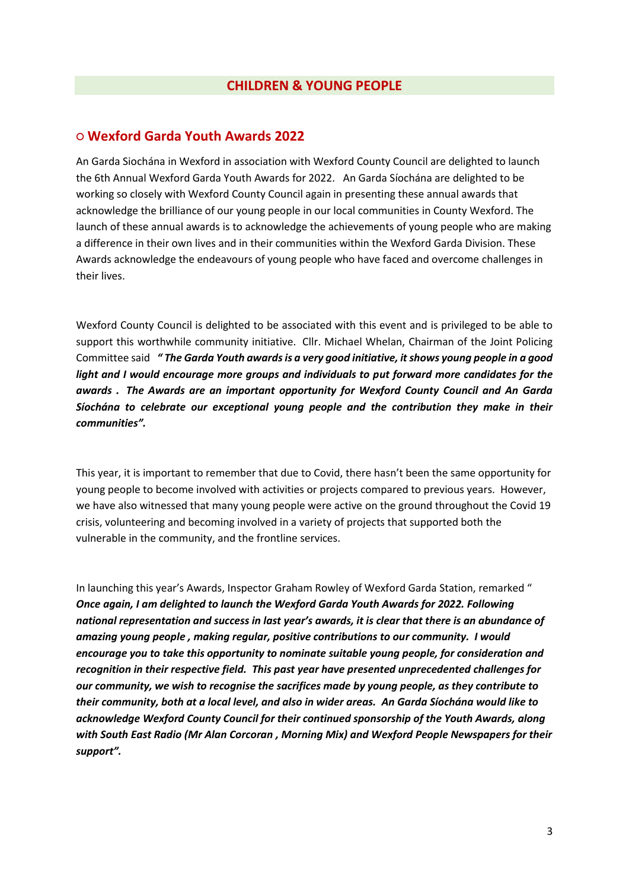## CHILDREN & YOUNG PEOPLE

### ○ Wexford Garda Youth Awards 2022

An Garda Siochána in Wexford in association with Wexford County Council are delighted to launch the 6th Annual Wexford Garda Youth Awards for 2022. An Garda Síochána are delighted to be working so closely with Wexford County Council again in presenting these annual awards that acknowledge the brilliance of our young people in our local communities in County Wexford. The launch of these annual awards is to acknowledge the achievements of young people who are making a difference in their own lives and in their communities within the Wexford Garda Division. These Awards acknowledge the endeavours of young people who have faced and overcome challenges in their lives.

Wexford County Council is delighted to be associated with this event and is privileged to be able to support this worthwhile community initiative. Cllr. Michael Whelan, Chairman of the Joint Policing Committee said ***" The Garda Youth awards is a very good initiative, it shows young people in a good light and I would encourage more groups and individuals to put forward more candidates for the awards . The Awards are an important opportunity for Wexford County Council and An Garda Síochána to celebrate our exceptional young people and the contribution they make in their communities".***

This year, it is important to remember that due to Covid, there hasn't been the same opportunity for young people to become involved with activities or projects compared to previous years. However, we have also witnessed that many young people were active on the ground throughout the Covid 19 crisis, volunteering and becoming involved in a variety of projects that supported both the vulnerable in the community, and the frontline services.

In launching this year's Awards, Inspector Graham Rowley of Wexford Garda Station, remarked " ***Once again, I am delighted to launch the Wexford Garda Youth Awards for 2022. Following national representation and success in last year's awards, it is clear that there is an abundance of amazing young people , making regular, positive contributions to our community. I would encourage you to take this opportunity to nominate suitable young people, for consideration and recognition in their respective field. This past year have presented unprecedented challenges for our community, we wish to recognise the sacrifices made by young people, as they contribute to their community, both at a local level, and also in wider areas. An Garda Síochána would like to acknowledge Wexford County Council for their continued sponsorship of the Youth Awards, along with South East Radio (Mr Alan Corcoran , Morning Mix) and Wexford People Newspapers for their support".***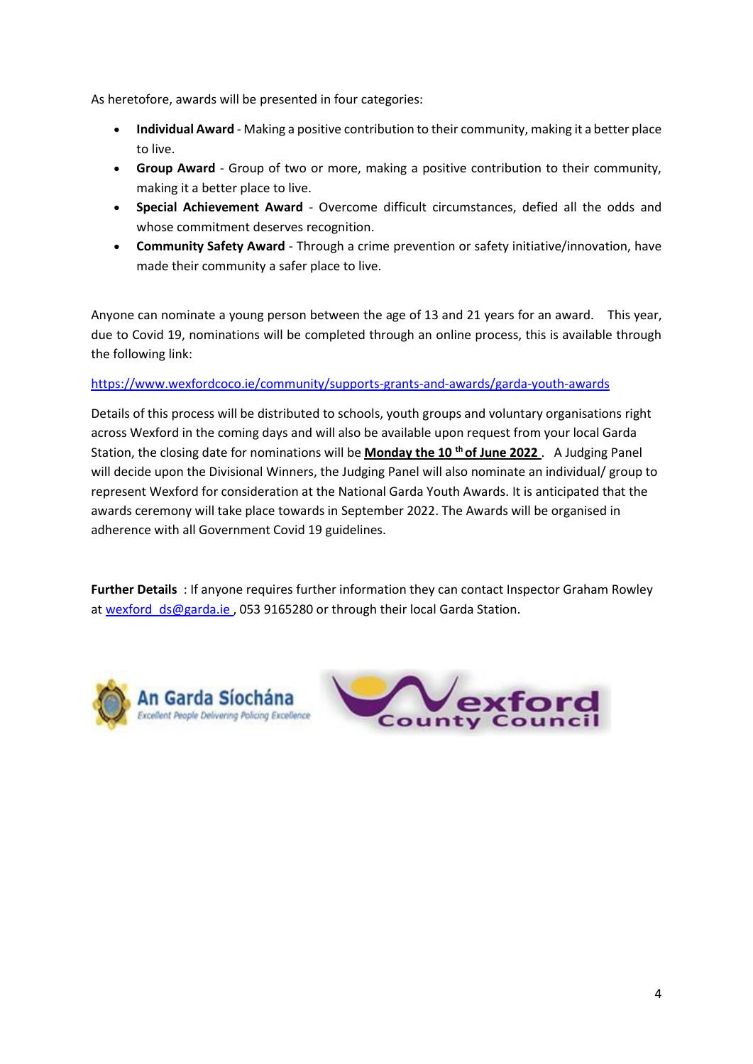As heretofore, awards will be presented in four categories:

- **Individual Award** - Making a positive contribution to their community, making it a better place to live.
- **Group Award** - Group of two or more, making a positive contribution to their community, making it a better place to live.
- **Special Achievement Award** - Overcome difficult circumstances, defied all the odds and whose commitment deserves recognition.
- **Community Safety Award** - Through a crime prevention or safety initiative/innovation, have made their community a safer place to live.

Anyone can nominate a young person between the age of 13 and 21 years for an award. This year, due to Covid 19, nominations will be completed through an online process, this is available through the following link:

https://www.wexfordcoco.ie/community/supports-grants-and-awards/garda-youth-awards

Details of this process will be distributed to schools, youth groups and voluntary organisations right across Wexford in the coming days and will also be available upon request from your local Garda Station, the closing date for nominations will be **Monday the 10th of June 2022**. A Judging Panel will decide upon the Divisional Winners, the Judging Panel will also nominate an individual/ group to represent Wexford for consideration at the National Garda Youth Awards. It is anticipated that the awards ceremony will take place towards in September 2022. The Awards will be organised in adherence with all Government Covid 19 guidelines.

**Further Details** : If anyone requires further information they can contact Inspector Graham Rowley at wexford_ds@garda.ie , 053 9165280 or through their local Garda Station.

An Garda Síochána
*Excellent People Delivering Policing Excellence*

Wexford County Council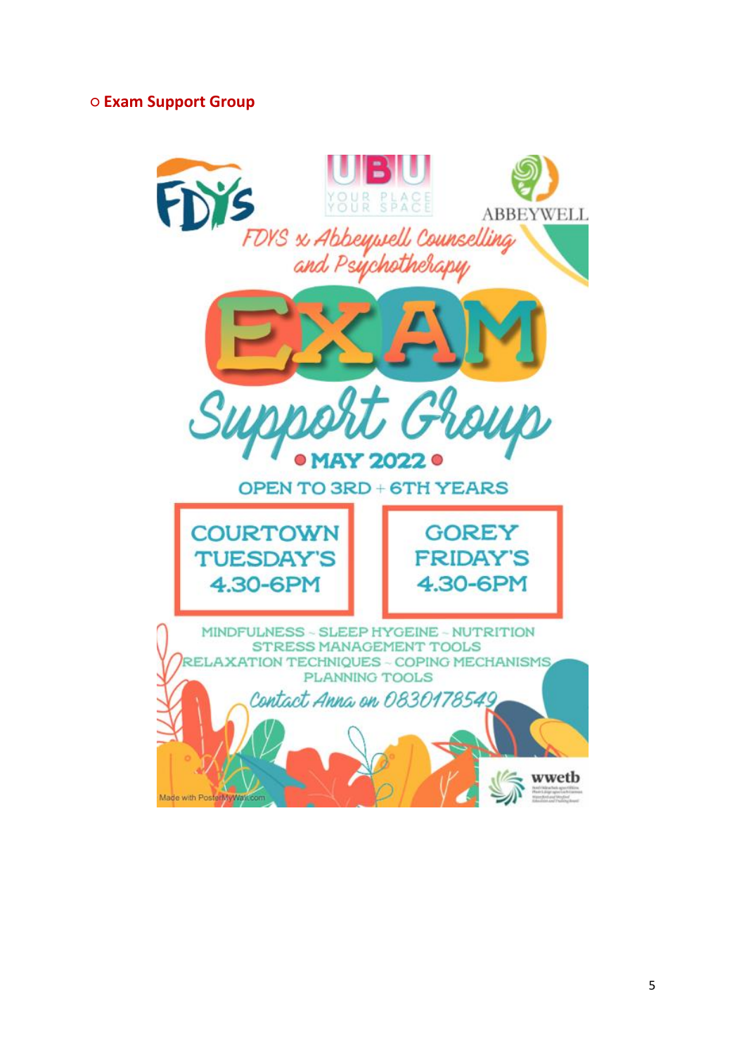- **Exam Support Group**

FDYS x Abbeywell Counselling and Psychotherapy

# EXAM Support Group

**MAY 2022**

OPEN TO 3RD + 6TH YEARS

| COURTOWN | GOREY |
|---|---|
| TUESDAY'S | FRIDAY'S |
| 4.30-6PM | 4.30-6PM |

MINDFULNESS - SLEEP HYGEINE - NUTRITION
STRESS MANAGEMENT TOOLS
RELAXATION TECHNIQUES - COPING MECHANISMS
PLANNING TOOLS

*Contact Anna on 0830178549*

Made with PosterMyWall.com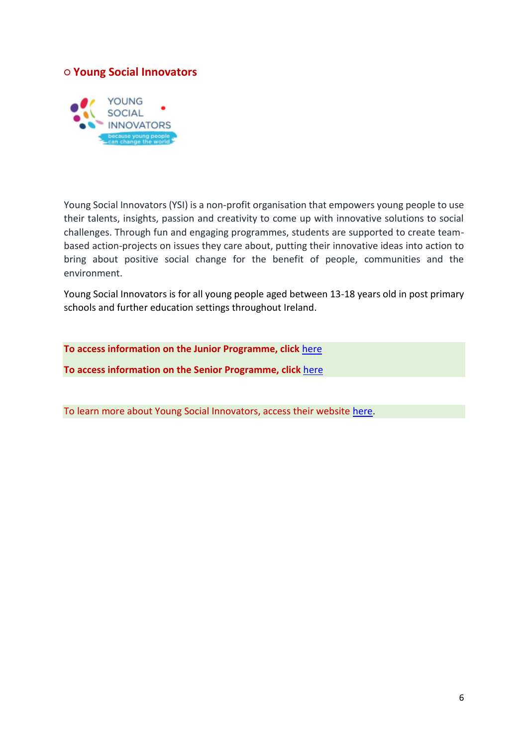## ○ Young Social Innovators

Young Social Innovators (YSI) is a non-profit organisation that empowers young people to use their talents, insights, passion and creativity to come up with innovative solutions to social challenges. Through fun and engaging programmes, students are supported to create team-based action-projects on issues they care about, putting their innovative ideas into action to bring about positive social change for the benefit of people, communities and the environment.

Young Social Innovators is for all young people aged between 13-18 years old in post primary schools and further education settings throughout Ireland.

**To access information on the Junior Programme, click** here

**To access information on the Senior Programme, click** here

To learn more about Young Social Innovators, access their website here.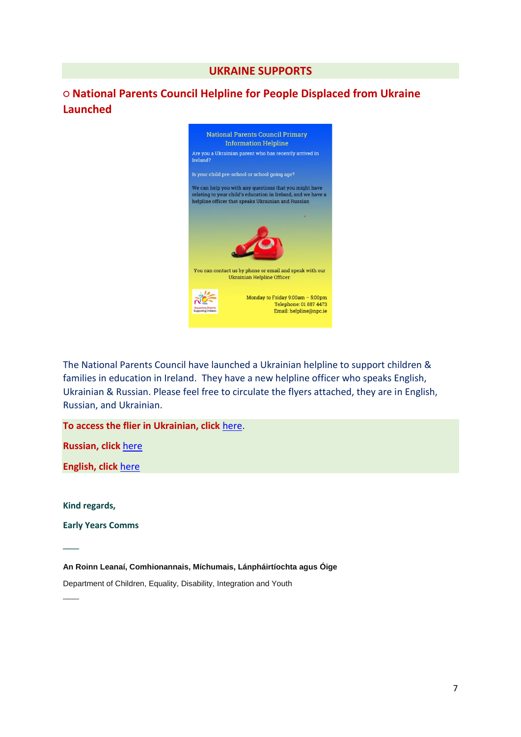## UKRAINE SUPPORTS

### ○ National Parents Council Helpline for People Displaced from Ukraine Launched

National Parents Council Primary Information Helpline

Are you a Ukrainian parent who has recently arrived in Ireland?

Is your child pre-school or school going age?

We can help you with any questions that you might have relating to your child's education in Ireland, and we have a helpline officer that speaks Ukrainian and Russian

You can contact us by phone or email and speak with our Ukrainian Helpline Officer:

Monday to Friday 9:00am – 5:00pm
Telephone: 01 887 4473
Email: helpline@npc.ie

The National Parents Council have launched a Ukrainian helpline to support children & families in education in Ireland. They have a new helpline officer who speaks English, Ukrainian & Russian. Please feel free to circulate the flyers attached, they are in English, Russian, and Ukrainian.

**To access the flier in Ukrainian, click** here.

**Russian, click** here

**English, click** here

**Kind regards,**

**Early Years Comms**

——

**An Roinn Leanaí, Comhionannais, Míchumais, Lánpháirtíochta agus Óige**

Department of Children, Equality, Disability, Integration and Youth

——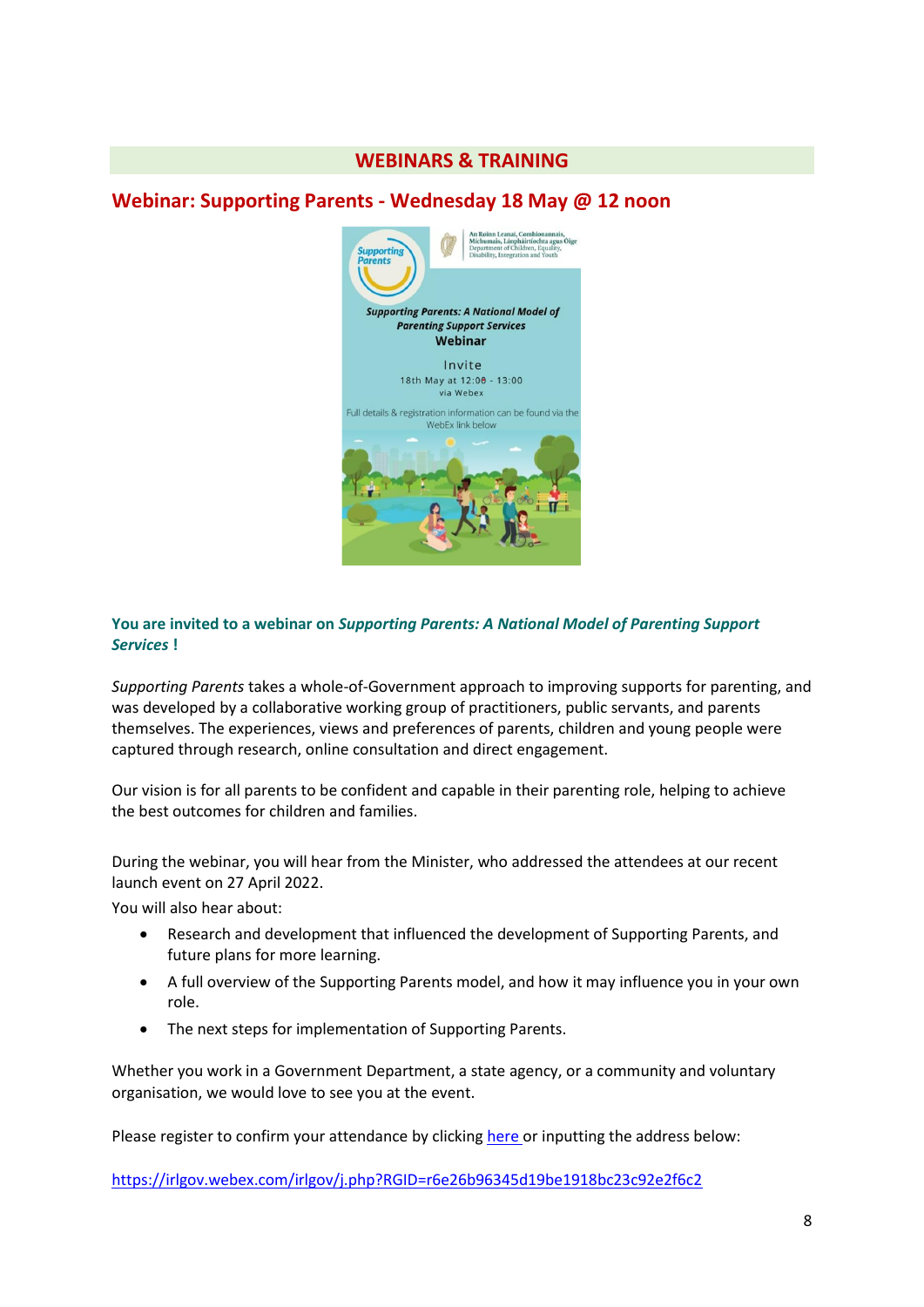## WEBINARS & TRAINING

### Webinar: Supporting Parents - Wednesday 18 May @ 12 noon

**You are invited to a webinar on *Supporting Parents: A National Model of Parenting Support Services* !**

*Supporting Parents* takes a whole-of-Government approach to improving supports for parenting, and was developed by a collaborative working group of practitioners, public servants, and parents themselves. The experiences, views and preferences of parents, children and young people were captured through research, online consultation and direct engagement.

Our vision is for all parents to be confident and capable in their parenting role, helping to achieve the best outcomes for children and families.

During the webinar, you will hear from the Minister, who addressed the attendees at our recent launch event on 27 April 2022.

You will also hear about:

- Research and development that influenced the development of Supporting Parents, and future plans for more learning.
- A full overview of the Supporting Parents model, and how it may influence you in your own role.
- The next steps for implementation of Supporting Parents.

Whether you work in a Government Department, a state agency, or a community and voluntary organisation, we would love to see you at the event.

Please register to confirm your attendance by clicking here or inputting the address below:

https://irlgov.webex.com/irlgov/j.php?RGID=r6e26b96345d19be1918bc23c92e2f6c2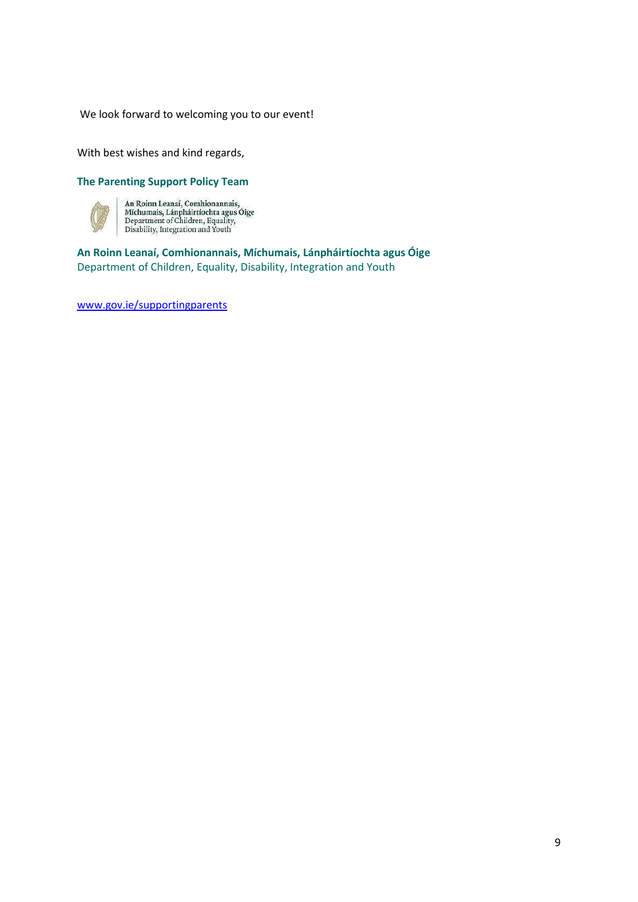We look forward to welcoming you to our event!

With best wishes and kind regards,

**The Parenting Support Policy Team**

An Roinn Leanaí, Comhionannais, Míchumais, Lánpháirtíochta agus Óige
Department of Children, Equality, Disability, Integration and Youth

**An Roinn Leanaí, Comhionannais, Míchumais, Lánpháirtíochta agus Óige**
Department of Children, Equality, Disability, Integration and Youth

www.gov.ie/supportingparents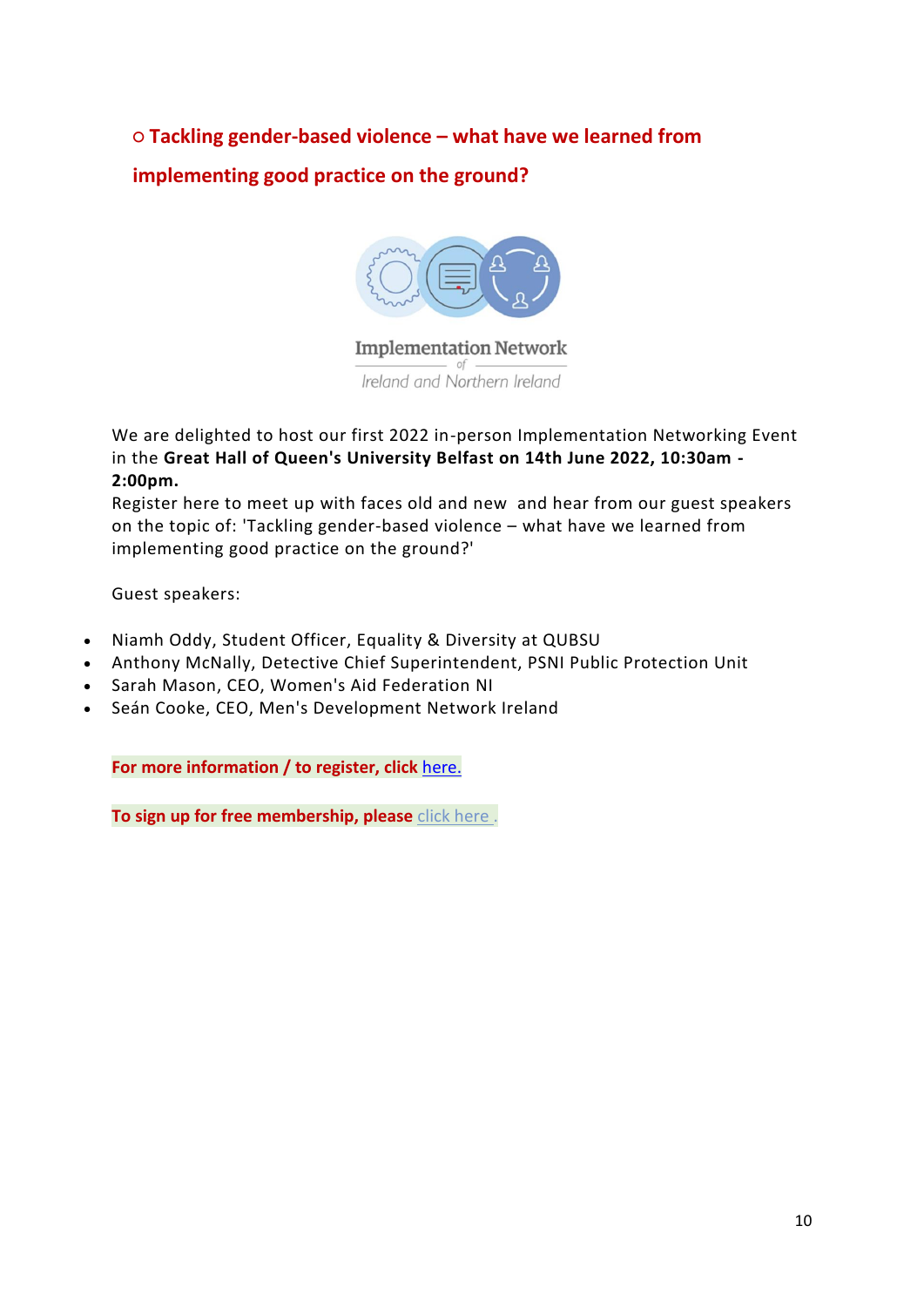## ○ Tackling gender-based violence – what have we learned from implementing good practice on the ground?

Implementation Network of Ireland and Northern Ireland

We are delighted to host our first 2022 in-person Implementation Networking Event in the **Great Hall of Queen's University Belfast on 14th June 2022, 10:30am - 2:00pm.**
Register here to meet up with faces old and new and hear from our guest speakers on the topic of: 'Tackling gender-based violence – what have we learned from implementing good practice on the ground?'

Guest speakers:

- Niamh Oddy, Student Officer, Equality & Diversity at QUBSU
- Anthony McNally, Detective Chief Superintendent, PSNI Public Protection Unit
- Sarah Mason, CEO, Women's Aid Federation NI
- Seán Cooke, CEO, Men's Development Network Ireland

**For more information / to register, click** here.

**To sign up for free membership, please** click here .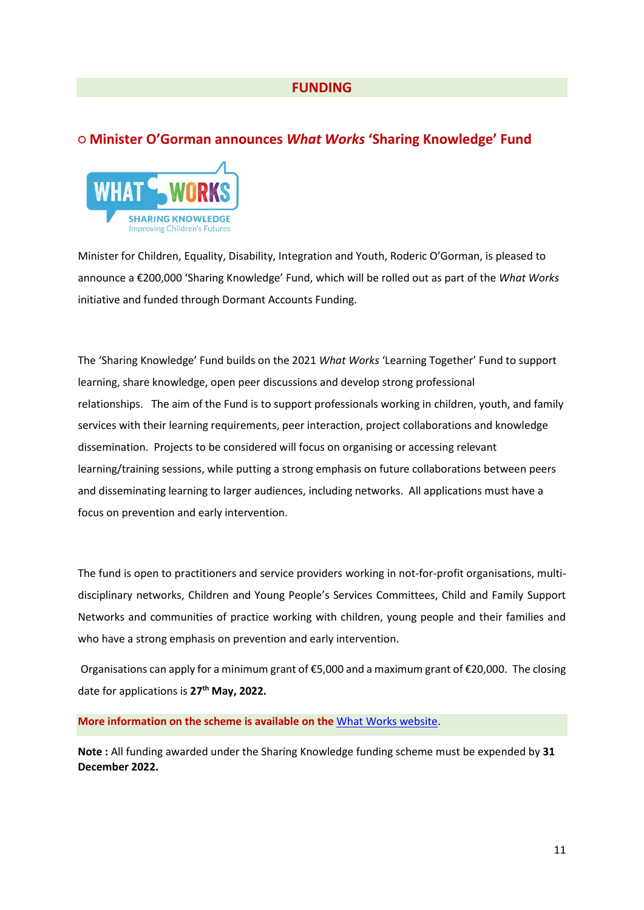# FUNDING

## ○ Minister O'Gorman announces *What Works* 'Sharing Knowledge' Fund

Minister for Children, Equality, Disability, Integration and Youth, Roderic O'Gorman, is pleased to announce a €200,000 'Sharing Knowledge' Fund, which will be rolled out as part of the *What Works* initiative and funded through Dormant Accounts Funding.

The 'Sharing Knowledge' Fund builds on the 2021 *What Works* 'Learning Together' Fund to support learning, share knowledge, open peer discussions and develop strong professional relationships. The aim of the Fund is to support professionals working in children, youth, and family services with their learning requirements, peer interaction, project collaborations and knowledge dissemination. Projects to be considered will focus on organising or accessing relevant learning/training sessions, while putting a strong emphasis on future collaborations between peers and disseminating learning to larger audiences, including networks. All applications must have a focus on prevention and early intervention.

The fund is open to practitioners and service providers working in not-for-profit organisations, multi-disciplinary networks, Children and Young People's Services Committees, Child and Family Support Networks and communities of practice working with children, young people and their families and who have a strong emphasis on prevention and early intervention.

Organisations can apply for a minimum grant of €5,000 and a maximum grant of €20,000. The closing date for applications is **27th May, 2022.**

**More information on the scheme is available on the** What Works website.

**Note :** All funding awarded under the Sharing Knowledge funding scheme must be expended by **31 December 2022.**